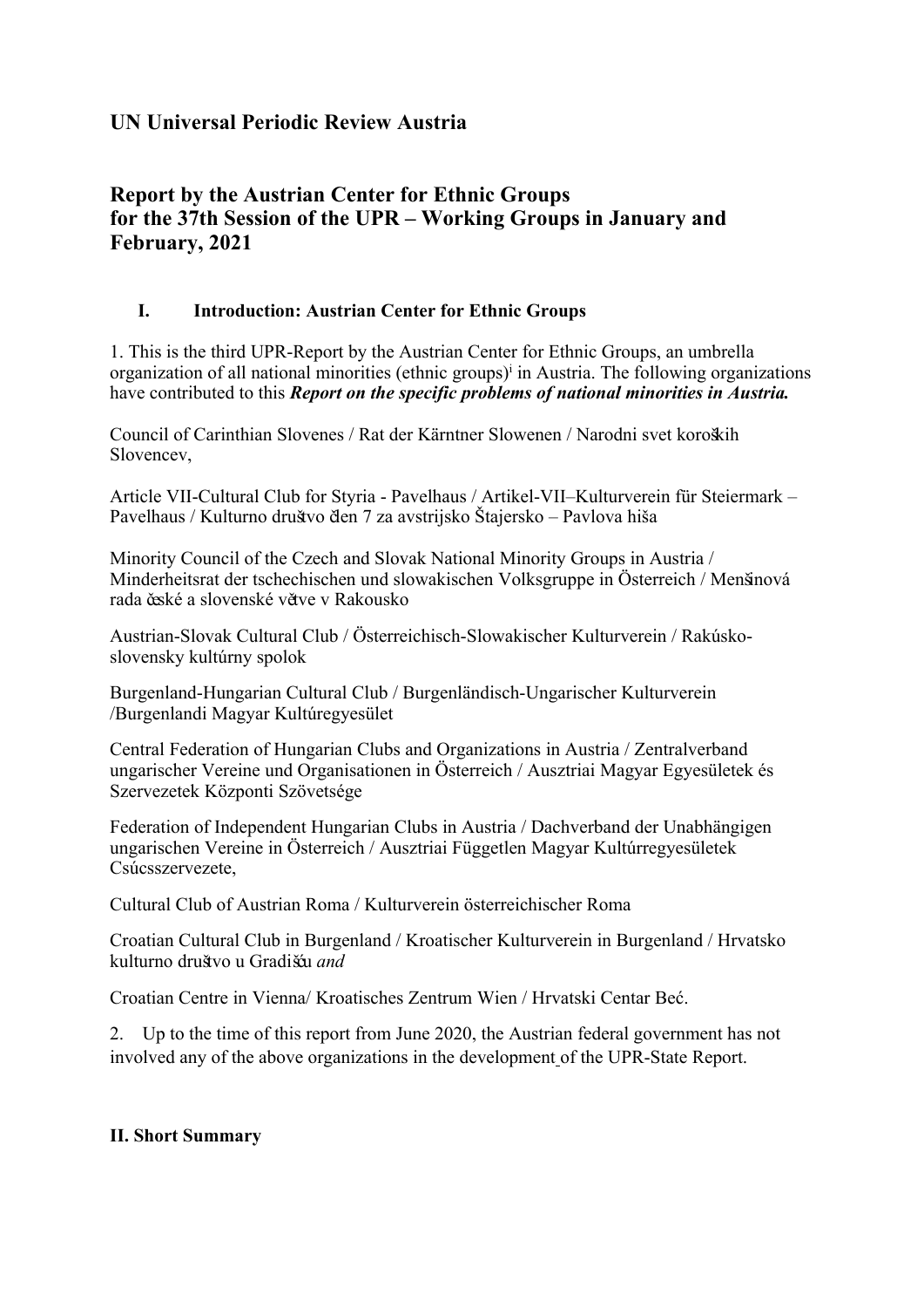# UN Universal Periodic Review Austria

## Report by the Austrian Center for Ethnic Groups for the 37th Session of the UPR – Working Groups in January and February, 2021

### I. Introduction: Austrian Center for Ethnic Groups

1. This is the third UPR-Report by the Austrian Center for Ethnic Groups, an umbrella organization of all national minorities (ethnic groups)[i] in Austria. The following organizations have contributed to this ***Report on the specific problems of national minorities in Austria.***

Council of Carinthian Slovenes / Rat der Kärntner Slowenen / Narodni svet koroških Slovencev,

Article VII-Cultural Club for Styria - Pavelhaus / Artikel-VII–Kulturverein für Steiermark – Pavelhaus / Kulturno društvo člen 7 za avstrijsko Štajersko – Pavlova hiša

Minority Council of the Czech and Slovak National Minority Groups in Austria / Minderheitsrat der tschechischen und slowakischen Volksgruppe in Österreich / Menšinová rada české a slovenské větve v Rakousko

Austrian-Slovak Cultural Club / Österreichisch-Slowakischer Kulturverein / Rakúsko-slovensky kultúrny spolok

Burgenland-Hungarian Cultural Club / Burgenländisch-Ungarischer Kulturverein /Burgenlandi Magyar Kultúregyesület

Central Federation of Hungarian Clubs and Organizations in Austria / Zentralverband ungarischer Vereine und Organisationen in Österreich / Ausztriai Magyar Egyesületek és Szervezetek Központi Szövetsége

Federation of Independent Hungarian Clubs in Austria / Dachverband der Unabhängigen ungarischen Vereine in Österreich / Ausztriai Független Magyar Kultúrregyesületek Csúcsszervezete,

Cultural Club of Austrian Roma / Kulturverein österreichischer Roma

Croatian Cultural Club in Burgenland / Kroatischer Kulturverein in Burgenland / Hrvatsko kulturno društvo u Gradišću *and*

Croatian Centre in Vienna/ Kroatisches Zentrum Wien / Hrvatski Centar Beć.

2. Up to the time of this report from June 2020, the Austrian federal government has not involved any of the above organizations in the development of the UPR-State Report.

### II. Short Summary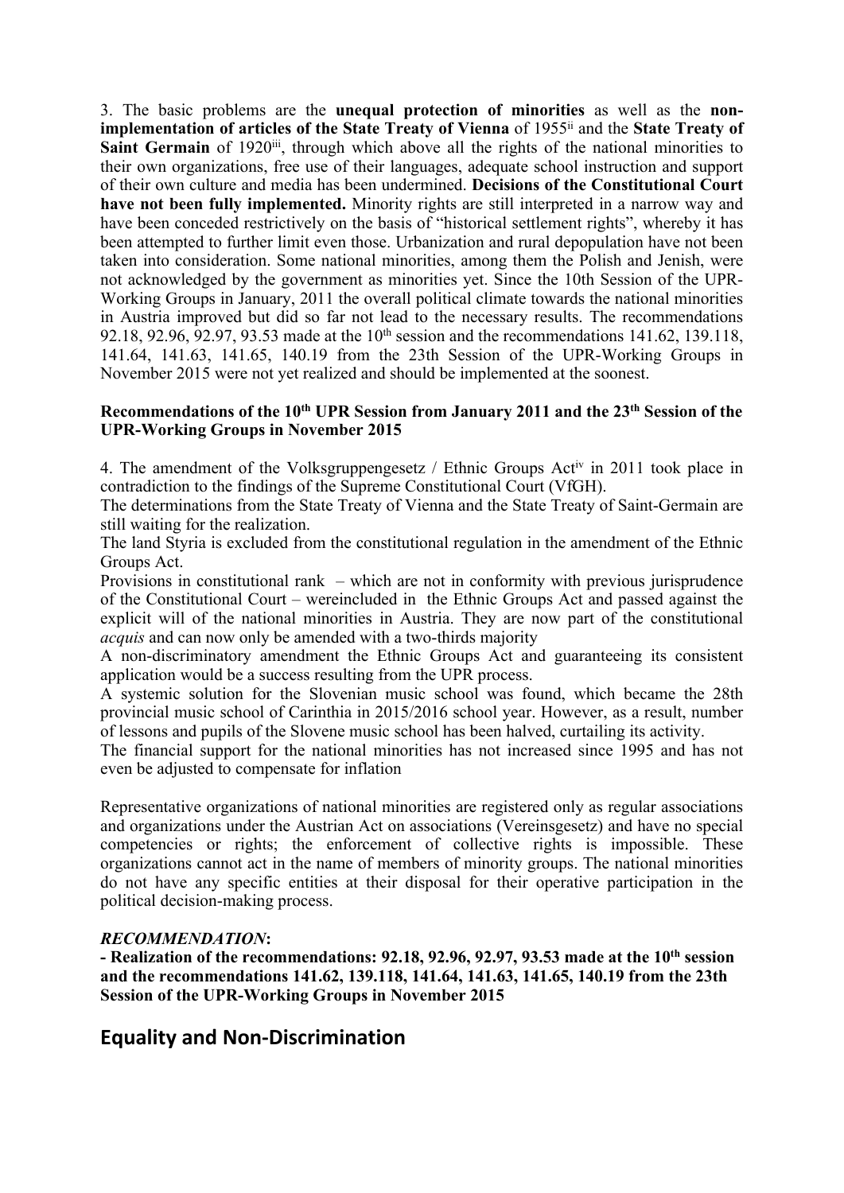3. The basic problems are the **unequal protection of minorities** as well as the **non-implementation of articles of the State Treaty of Vienna** of 1955[ii] and the **State Treaty of Saint Germain** of 1920[iii], through which above all the rights of the national minorities to their own organizations, free use of their languages, adequate school instruction and support of their own culture and media has been undermined. **Decisions of the Constitutional Court have not been fully implemented.** Minority rights are still interpreted in a narrow way and have been conceded restrictively on the basis of "historical settlement rights", whereby it has been attempted to further limit even those. Urbanization and rural depopulation have not been taken into consideration. Some national minorities, among them the Polish and Jenish, were not acknowledged by the government as minorities yet. Since the 10th Session of the UPR-Working Groups in January, 2011 the overall political climate towards the national minorities in Austria improved but did so far not lead to the necessary results. The recommendations 92.18, 92.96, 92.97, 93.53 made at the 10th session and the recommendations 141.62, 139.118, 141.64, 141.63, 141.65, 140.19 from the 23th Session of the UPR-Working Groups in November 2015 were not yet realized and should be implemented at the soonest.

#### Recommendations of the 10th UPR Session from January 2011 and the 23th Session of the UPR-Working Groups in November 2015

4. The amendment of the Volksgruppengesetz / Ethnic Groups Act[iv] in 2011 took place in contradiction to the findings of the Supreme Constitutional Court (VfGH).

The determinations from the State Treaty of Vienna and the State Treaty of Saint-Germain are still waiting for the realization.

The land Styria is excluded from the constitutional regulation in the amendment of the Ethnic Groups Act.

Provisions in constitutional rank – which are not in conformity with previous jurisprudence of the Constitutional Court – wereincluded in the Ethnic Groups Act and passed against the explicit will of the national minorities in Austria. They are now part of the constitutional *acquis* and can now only be amended with a two-thirds majority

A non-discriminatory amendment the Ethnic Groups Act and guaranteeing its consistent application would be a success resulting from the UPR process.

A systemic solution for the Slovenian music school was found, which became the 28th provincial music school of Carinthia in 2015/2016 school year. However, as a result, number of lessons and pupils of the Slovene music school has been halved, curtailing its activity.

The financial support for the national minorities has not increased since 1995 and has not even be adjusted to compensate for inflation

Representative organizations of national minorities are registered only as regular associations and organizations under the Austrian Act on associations (Vereinsgesetz) and have no special competencies or rights; the enforcement of collective rights is impossible. These organizations cannot act in the name of members of minority groups. The national minorities do not have any specific entities at their disposal for their operative participation in the political decision-making process.

***RECOMMENDATION*:**

**- Realization of the recommendations: 92.18, 92.96, 92.97, 93.53 made at the 10th session and the recommendations 141.62, 139.118, 141.64, 141.63, 141.65, 140.19 from the 23th Session of the UPR-Working Groups in November 2015**

## Equality and Non-Discrimination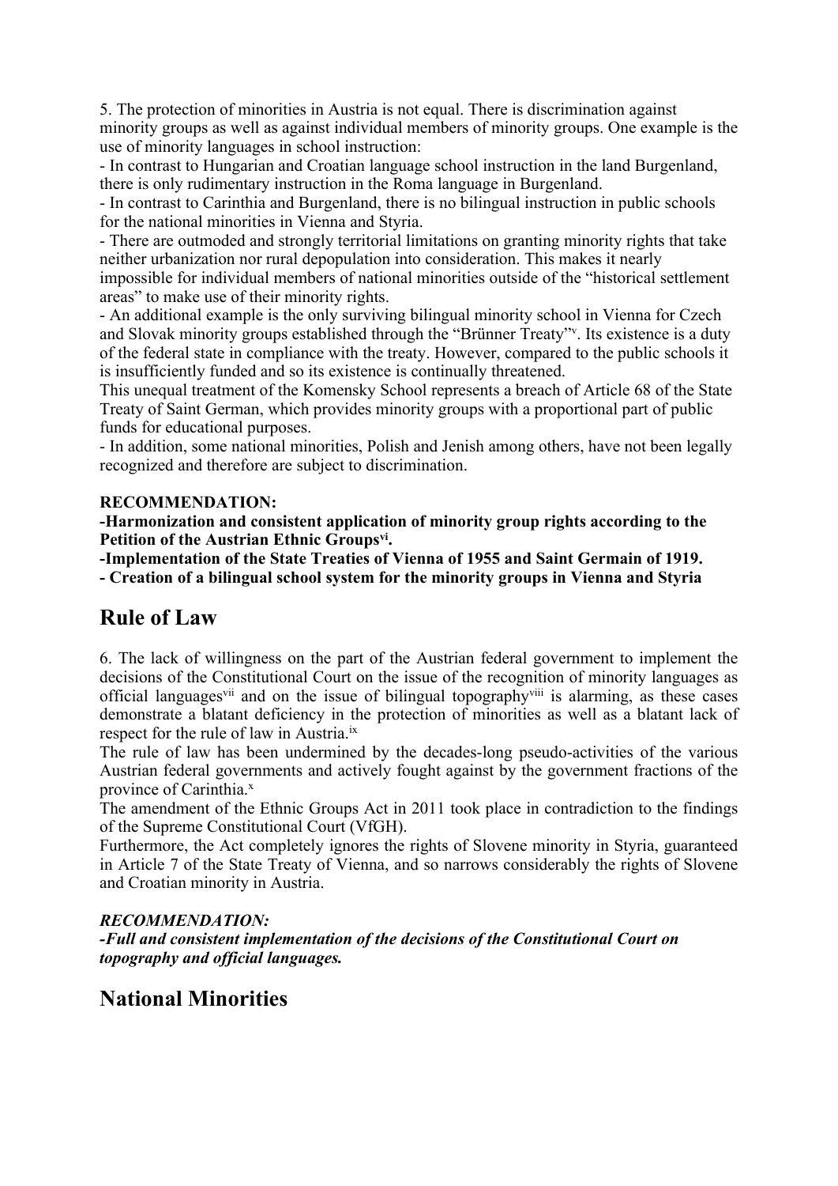5. The protection of minorities in Austria is not equal. There is discrimination against minority groups as well as against individual members of minority groups. One example is the use of minority languages in school instruction:

- In contrast to Hungarian and Croatian language school instruction in the land Burgenland, there is only rudimentary instruction in the Roma language in Burgenland.
- In contrast to Carinthia and Burgenland, there is no bilingual instruction in public schools for the national minorities in Vienna and Styria.
- There are outmoded and strongly territorial limitations on granting minority rights that take neither urbanization nor rural depopulation into consideration. This makes it nearly impossible for individual members of national minorities outside of the "historical settlement areas" to make use of their minority rights.
- An additional example is the only surviving bilingual minority school in Vienna for Czech and Slovak minority groups established through the "Brünner Treaty"[v]. Its existence is a duty of the federal state in compliance with the treaty. However, compared to the public schools it is insufficiently funded and so its existence is continually threatened.

This unequal treatment of the Komensky School represents a breach of Article 68 of the State Treaty of Saint German, which provides minority groups with a proportional part of public funds for educational purposes.

- In addition, some national minorities, Polish and Jenish among others, have not been legally recognized and therefore are subject to discrimination.

**RECOMMENDATION:**

**-Harmonization and consistent application of minority group rights according to the Petition of the Austrian Ethnic Groups[vi].**

**-Implementation of the State Treaties of Vienna of 1955 and Saint Germain of 1919.**

**- Creation of a bilingual school system for the minority groups in Vienna and Styria**

## Rule of Law

6. The lack of willingness on the part of the Austrian federal government to implement the decisions of the Constitutional Court on the issue of the recognition of minority languages as official languages[vii] and on the issue of bilingual topography[viii] is alarming, as these cases demonstrate a blatant deficiency in the protection of minorities as well as a blatant lack of respect for the rule of law in Austria.[ix]

The rule of law has been undermined by the decades-long pseudo-activities of the various Austrian federal governments and actively fought against by the government fractions of the province of Carinthia.[x]

The amendment of the Ethnic Groups Act in 2011 took place in contradiction to the findings of the Supreme Constitutional Court (VfGH).

Furthermore, the Act completely ignores the rights of Slovene minority in Styria, guaranteed in Article 7 of the State Treaty of Vienna, and so narrows considerably the rights of Slovene and Croatian minority in Austria.

***RECOMMENDATION:***

***-Full and consistent implementation of the decisions of the Constitutional Court on topography and official languages.***

## National Minorities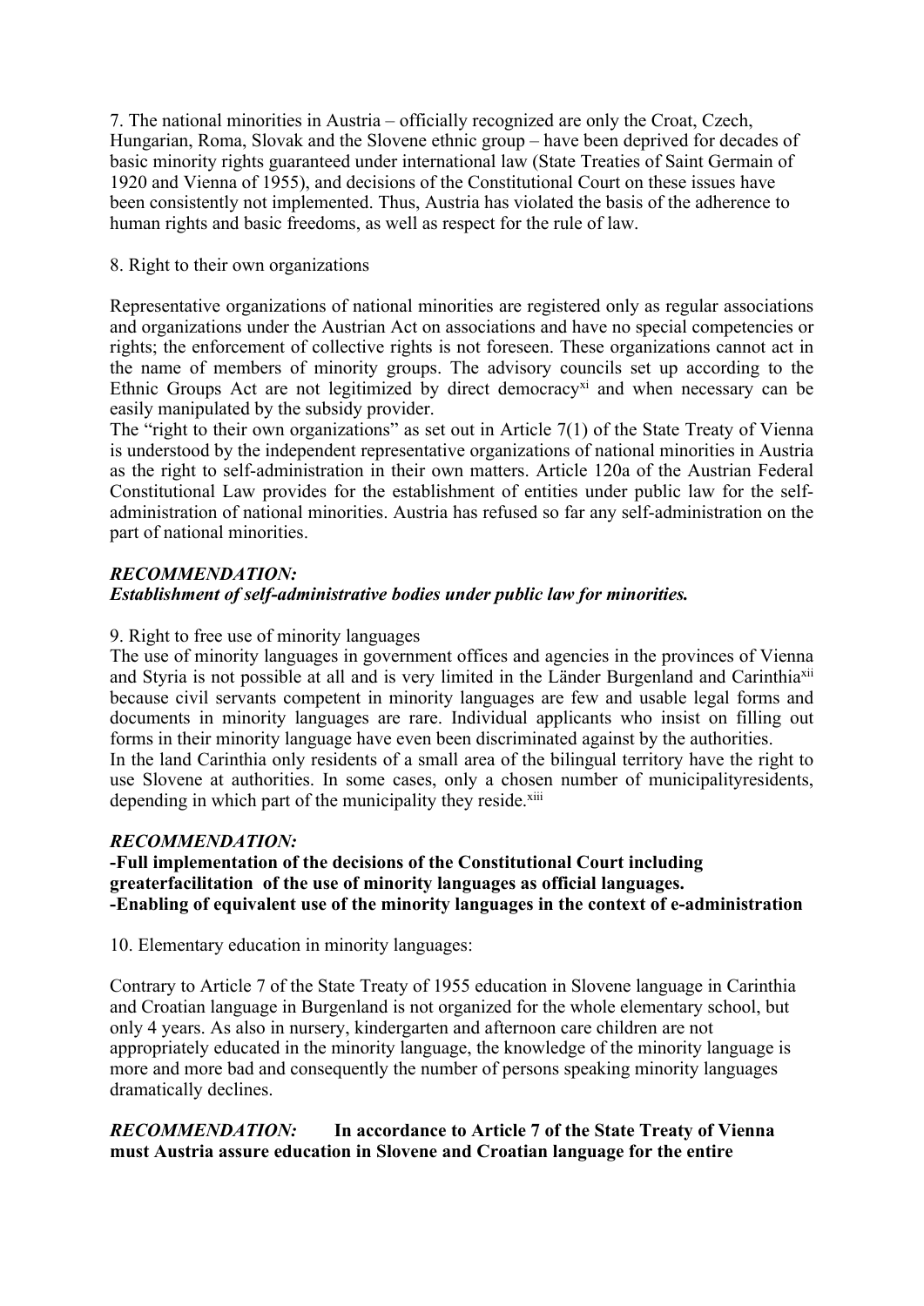7. The national minorities in Austria – officially recognized are only the Croat, Czech, Hungarian, Roma, Slovak and the Slovene ethnic group – have been deprived for decades of basic minority rights guaranteed under international law (State Treaties of Saint Germain of 1920 and Vienna of 1955), and decisions of the Constitutional Court on these issues have been consistently not implemented. Thus, Austria has violated the basis of the adherence to human rights and basic freedoms, as well as respect for the rule of law.

8. Right to their own organizations

Representative organizations of national minorities are registered only as regular associations and organizations under the Austrian Act on associations and have no special competencies or rights; the enforcement of collective rights is not foreseen. These organizations cannot act in the name of members of minority groups. The advisory councils set up according to the Ethnic Groups Act are not legitimized by direct democracy[xi] and when necessary can be easily manipulated by the subsidy provider.
The "right to their own organizations" as set out in Article 7(1) of the State Treaty of Vienna is understood by the independent representative organizations of national minorities in Austria as the right to self-administration in their own matters. Article 120a of the Austrian Federal Constitutional Law provides for the establishment of entities under public law for the self-administration of national minorities. Austria has refused so far any self-administration on the part of national minorities.

***RECOMMENDATION:***
***Establishment of self-administrative bodies under public law for minorities.***

9. Right to free use of minority languages
The use of minority languages in government offices and agencies in the provinces of Vienna and Styria is not possible at all and is very limited in the Länder Burgenland and Carinthia[xii] because civil servants competent in minority languages are few and usable legal forms and documents in minority languages are rare. Individual applicants who insist on filling out forms in their minority language have even been discriminated against by the authorities.
In the land Carinthia only residents of a small area of the bilingual territory have the right to use Slovene at authorities. In some cases, only a chosen number of municipalityresidents, depending in which part of the municipality they reside.[xiii]

***RECOMMENDATION:***
**-Full implementation of the decisions of the Constitutional Court including greaterfacilitation of the use of minority languages as official languages.**
**-Enabling of equivalent use of the minority languages in the context of e-administration**

10. Elementary education in minority languages:

Contrary to Article 7 of the State Treaty of 1955 education in Slovene language in Carinthia and Croatian language in Burgenland is not organized for the whole elementary school, but only 4 years. As also in nursery, kindergarten and afternoon care children are not appropriately educated in the minority language, the knowledge of the minority language is more and more bad and consequently the number of persons speaking minority languages dramatically declines.

***RECOMMENDATION:*** **In accordance to Article 7 of the State Treaty of Vienna must Austria assure education in Slovene and Croatian language for the entire**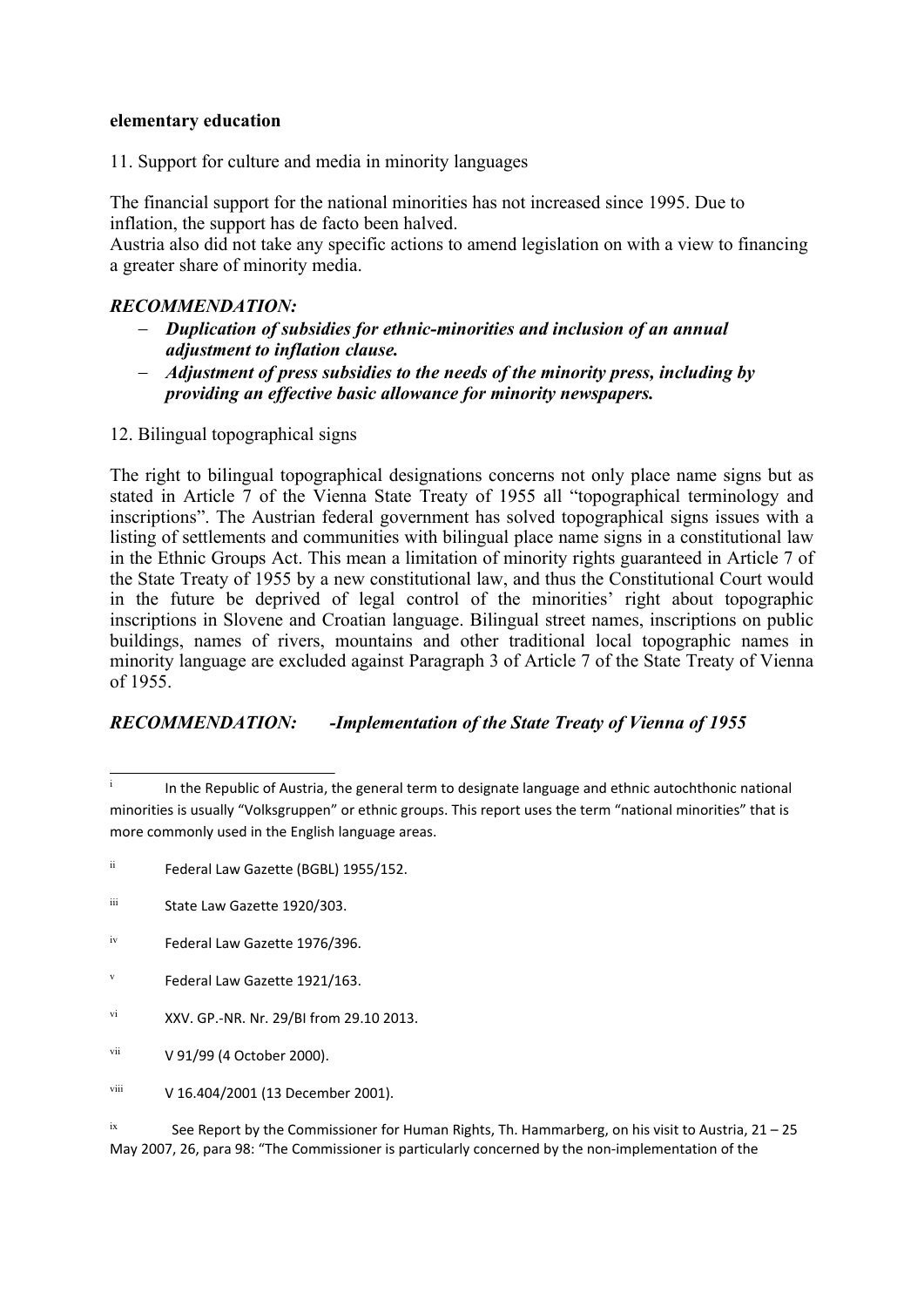**elementary education**

11. Support for culture and media in minority languages

The financial support for the national minorities has not increased since 1995. Due to inflation, the support has de facto been halved.
Austria also did not take any specific actions to amend legislation on with a view to financing a greater share of minority media.

***RECOMMENDATION:***

- ***Duplication of subsidies for ethnic-minorities and inclusion of an annual adjustment to inflation clause.***
- ***Adjustment of press subsidies to the needs of the minority press, including by providing an effective basic allowance for minority newspapers.***

12. Bilingual topographical signs

The right to bilingual topographical designations concerns not only place name signs but as stated in Article 7 of the Vienna State Treaty of 1955 all "topographical terminology and inscriptions". The Austrian federal government has solved topographical signs issues with a listing of settlements and communities with bilingual place name signs in a constitutional law in the Ethnic Groups Act. This mean a limitation of minority rights guaranteed in Article 7 of the State Treaty of 1955 by a new constitutional law, and thus the Constitutional Court would in the future be deprived of legal control of the minorities' right about topographic inscriptions in Slovene and Croatian language. Bilingual street names, inscriptions on public buildings, names of rivers, mountains and other traditional local topographic names in minority language are excluded against Paragraph 3 of Article 7 of the State Treaty of Vienna of 1955.

***RECOMMENDATION: -Implementation of the State Treaty of Vienna of 1955***

---

[i] In the Republic of Austria, the general term to designate language and ethnic autochthonic national minorities is usually "Volksgruppen" or ethnic groups. This report uses the term "national minorities" that is more commonly used in the English language areas.

[ii] Federal Law Gazette (BGBL) 1955/152.

[iii] State Law Gazette 1920/303.

[iv] Federal Law Gazette 1976/396.

[v] Federal Law Gazette 1921/163.

[vi] XXV. GP.-NR. Nr. 29/BI from 29.10 2013.

[vii] V 91/99 (4 October 2000).

[viii] V 16.404/2001 (13 December 2001).

[ix] See Report by the Commissioner for Human Rights, Th. Hammarberg, on his visit to Austria, 21 – 25 May 2007, 26, para 98: "The Commissioner is particularly concerned by the non-implementation of the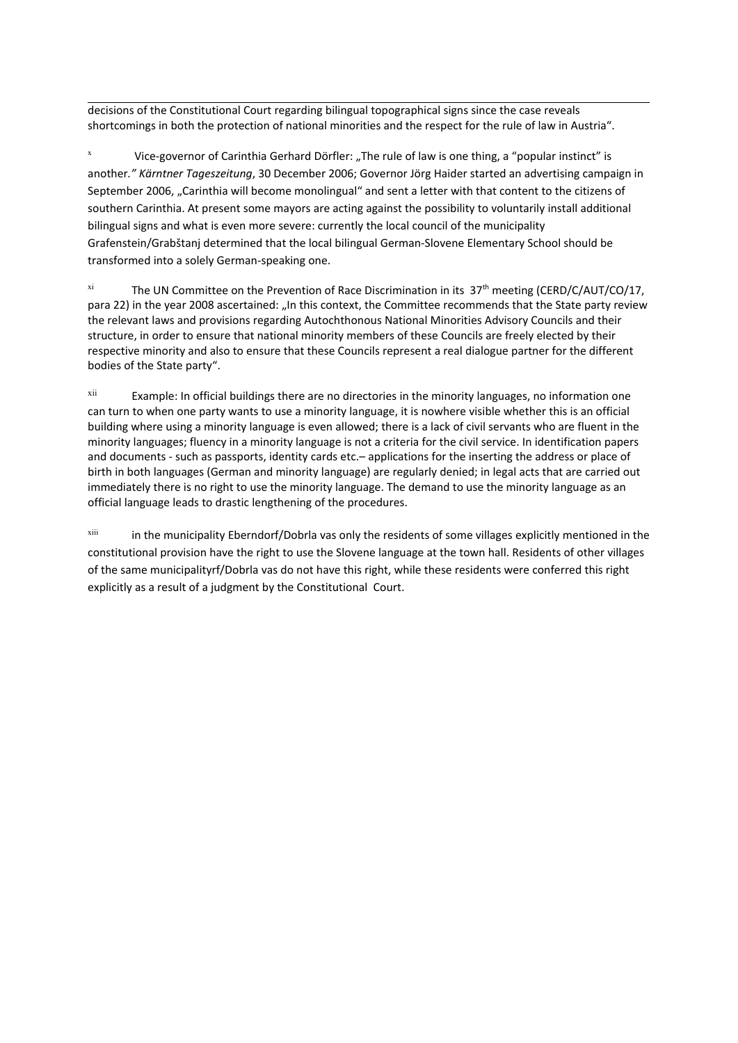decisions of the Constitutional Court regarding bilingual topographical signs since the case reveals shortcomings in both the protection of national minorities and the respect for the rule of law in Austria".

[x] Vice-governor of Carinthia Gerhard Dörfler: „The rule of law is one thing, a "popular instinct" is another.*" Kärntner Tageszeitung*, 30 December 2006; Governor Jörg Haider started an advertising campaign in September 2006, „Carinthia will become monolingual" and sent a letter with that content to the citizens of southern Carinthia. At present some mayors are acting against the possibility to voluntarily install additional bilingual signs and what is even more severe: currently the local council of the municipality Grafenstein/Grabštanj determined that the local bilingual German-Slovene Elementary School should be transformed into a solely German-speaking one.

[xi] The UN Committee on the Prevention of Race Discrimination in its 37th meeting (CERD/C/AUT/CO/17, para 22) in the year 2008 ascertained: „In this context, the Committee recommends that the State party review the relevant laws and provisions regarding Autochthonous National Minorities Advisory Councils and their structure, in order to ensure that national minority members of these Councils are freely elected by their respective minority and also to ensure that these Councils represent a real dialogue partner for the different bodies of the State party".

[xii] Example: In official buildings there are no directories in the minority languages, no information one can turn to when one party wants to use a minority language, it is nowhere visible whether this is an official building where using a minority language is even allowed; there is a lack of civil servants who are fluent in the minority languages; fluency in a minority language is not a criteria for the civil service. In identification papers and documents - such as passports, identity cards etc.– applications for the inserting the address or place of birth in both languages (German and minority language) are regularly denied; in legal acts that are carried out immediately there is no right to use the minority language. The demand to use the minority language as an official language leads to drastic lengthening of the procedures.

[xiii] in the municipality Eberndorf/Dobrla vas only the residents of some villages explicitly mentioned in the constitutional provision have the right to use the Slovene language at the town hall. Residents of other villages of the same municipalityrf/Dobrla vas do not have this right, while these residents were conferred this right explicitly as a result of a judgment by the Constitutional Court.